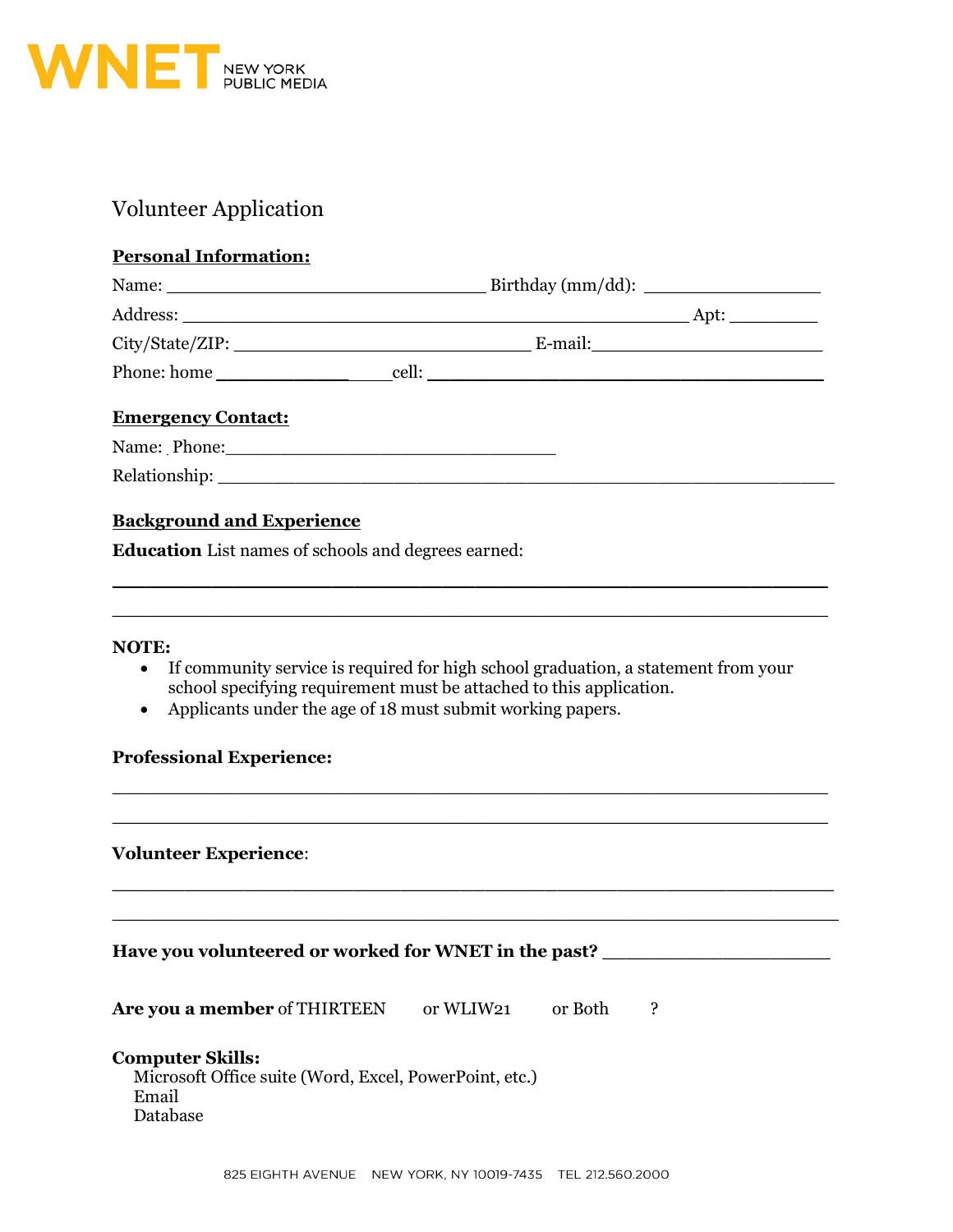WNET NEW YORK PUBLIC MEDIA

# Volunteer Application

**Personal Information:**

Name: ______________________________ Birthday (mm/dd): ________________

Address: ________________________________________________ Apt: ________

City/State/ZIP: ____________________________ E-mail:______________________

Phone: home ____________ cell: _____________________________________

**Emergency Contact:**

Name: Phone:_______________________________

Relationship: _____________________________________________________________

**Background and Experience**

**Education** List names of schools and degrees earned:

___________________________________________________________________

___________________________________________________________________

**NOTE:**

- If community service is required for high school graduation, a statement from your school specifying requirement must be attached to this application.
- Applicants under the age of 18 must submit working papers.

**Professional Experience:**

___________________________________________________________________

___________________________________________________________________

**Volunteer Experience**:

___________________________________________________________________

___________________________________________________________________

**Have you volunteered or worked for WNET in the past?** ____________________

**Are you a member** of THIRTEEN or WLIW21 or Both ?

**Computer Skills:**

Microsoft Office suite (Word, Excel, PowerPoint, etc.)
Email
Database

825 EIGHTH AVENUE NEW YORK, NY 10019-7435 TEL 212.560.2000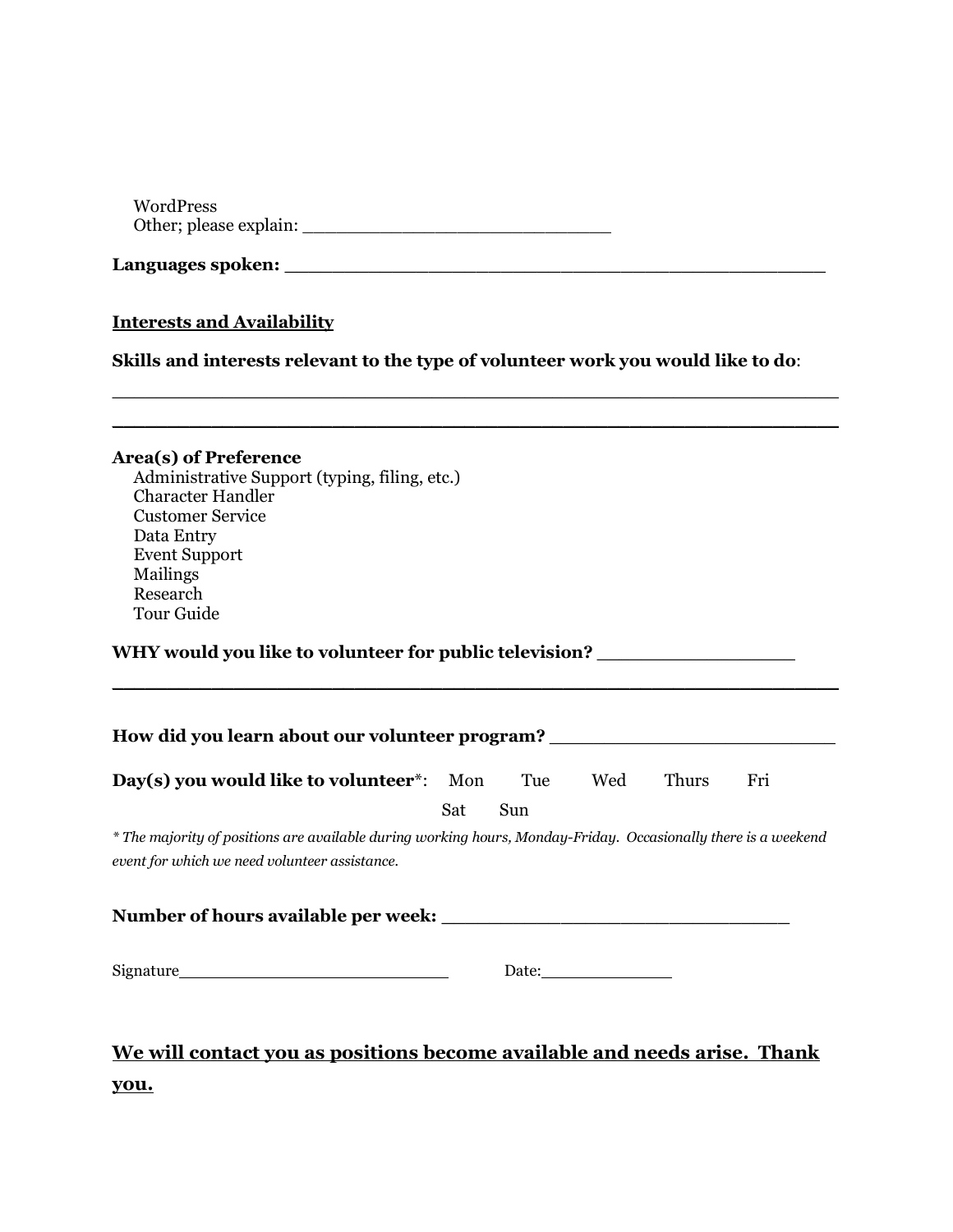WordPress
Other; please explain: ______________________________

**Languages spoken:** ______________________________________________

**Interests and Availability**

**Skills and interests relevant to the type of volunteer work you would like to do**:

______________________________________________________________

______________________________________________________________

**Area(s) of Preference**

- Administrative Support (typing, filing, etc.)
- Character Handler
- Customer Service
- Data Entry
- Event Support
- Mailings
- Research
- Tour Guide

**WHY would you like to volunteer for public television?** __________________

______________________________________________________________

**How did you learn about our volunteer program?** ___________________________

**Day(s) you would like to volunteer***: Mon Tue Wed Thurs Fri Sat Sun

*\* The majority of positions are available during working hours, Monday-Friday. Occasionally there is a weekend event for which we need volunteer assistance.*

**Number of hours available per week:** _________________________________

Signature____________________________ Date:_____________

**We will contact you as positions become available and needs arise. Thank you.**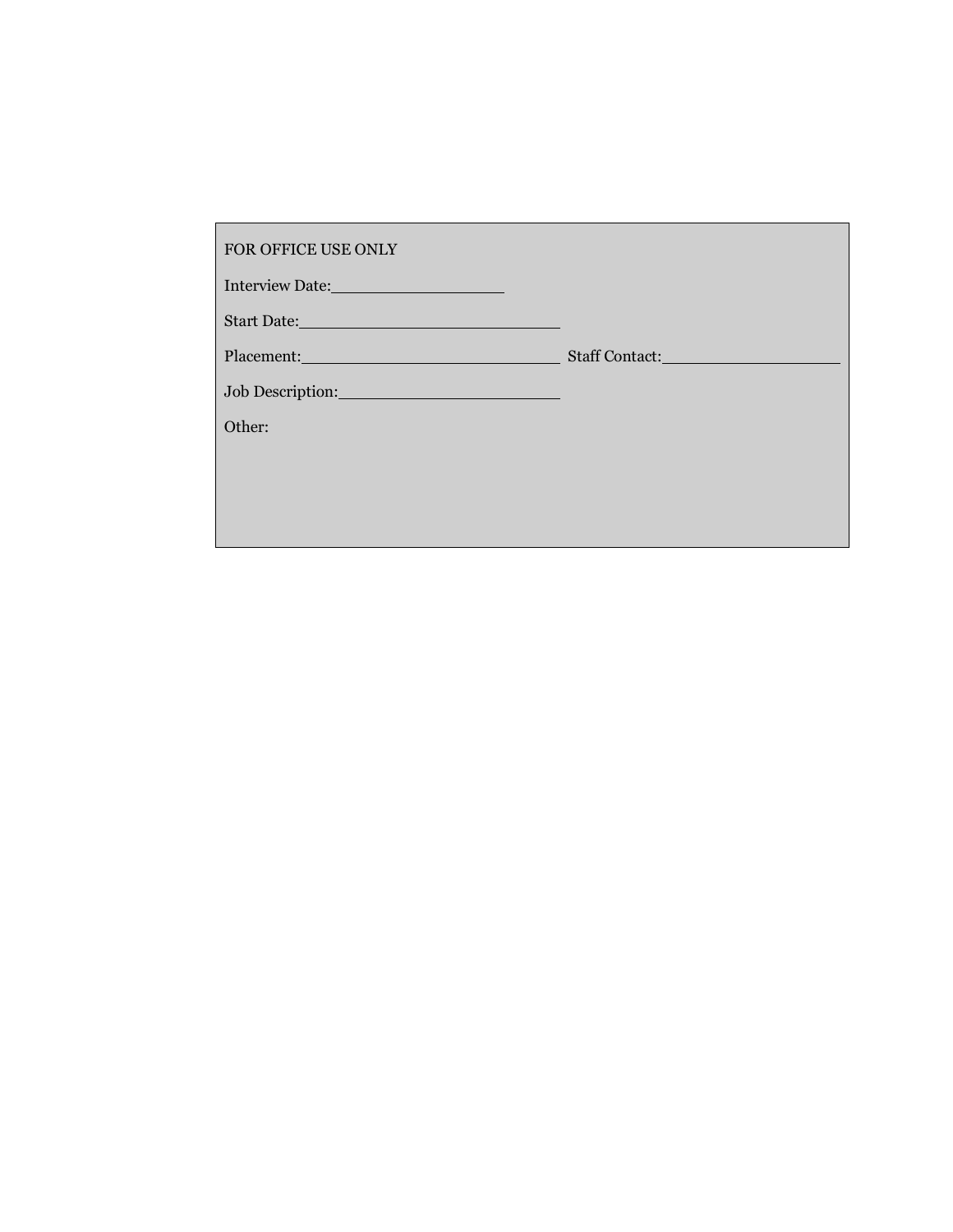FOR OFFICE USE ONLY

Interview Date:___________________

Start Date:_____________________________

Placement:____________________________ Staff Contact:___________________

Job Description:________________________

Other: